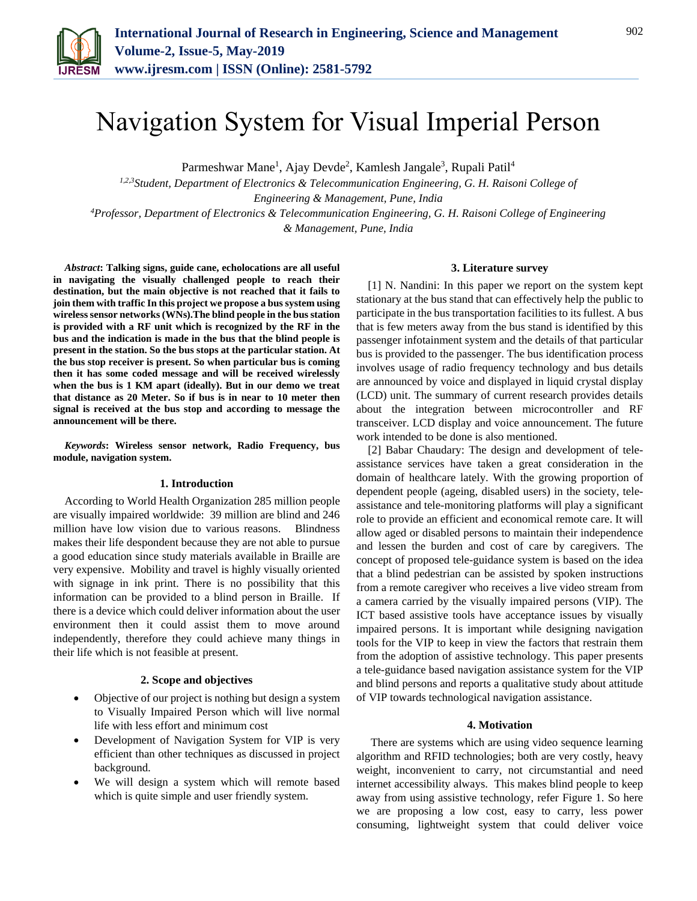// Navigation System for Visual Imperial Person

Parmeshwar Mane[1], Ajay Devde[2], Kamlesh Jangale[3], Rupali Patil[4]

[1,2,3]*Student, Department of Electronics & Telecommunication Engineering, G. H. Raisoni College of Engineering & Management, Pune, India*

[4]*Professor, Department of Electronics & Telecommunication Engineering, G. H. Raisoni College of Engineering & Management, Pune, India*

***Abstract*: Talking signs, guide cane, echolocations are all useful in navigating the visually challenged people to reach their destination, but the main objective is not reached that it fails to join them with traffic In this project we propose a bus system using wireless sensor networks (WNs).The blind people in the bus station is provided with a RF unit which is recognized by the RF in the bus and the indication is made in the bus that the blind people is present in the station. So the bus stops at the particular station. At the bus stop receiver is present. So when particular bus is coming then it has some coded message and will be received wirelessly when the bus is 1 KM apart (ideally). But in our demo we treat that distance as 20 Meter. So if bus is in near to 10 meter then signal is received at the bus stop and according to message the announcement will be there.**

***Keywords*: Wireless sensor network, Radio Frequency, bus module, navigation system.**

## 1. Introduction

According to World Health Organization 285 million people are visually impaired worldwide: 39 million are blind and 246 million have low vision due to various reasons. Blindness makes their life despondent because they are not able to pursue a good education since study materials available in Braille are very expensive. Mobility and travel is highly visually oriented with signage in ink print. There is no possibility that this information can be provided to a blind person in Braille. If there is a device which could deliver information about the user environment then it could assist them to move around independently, therefore they could achieve many things in their life which is not feasible at present.

## 2. Scope and objectives

- Objective of our project is nothing but design a system to Visually Impaired Person which will live normal life with less effort and minimum cost
- Development of Navigation System for VIP is very efficient than other techniques as discussed in project background.
- We will design a system which will remote based which is quite simple and user friendly system.

## 3. Literature survey

[1] N. Nandini: In this paper we report on the system kept stationary at the bus stand that can effectively help the public to participate in the bus transportation facilities to its fullest. A bus that is few meters away from the bus stand is identified by this passenger infotainment system and the details of that particular bus is provided to the passenger. The bus identification process involves usage of radio frequency technology and bus details are announced by voice and displayed in liquid crystal display (LCD) unit. The summary of current research provides details about the integration between microcontroller and RF transceiver. LCD display and voice announcement. The future work intended to be done is also mentioned.

[2] Babar Chaudary: The design and development of tele-assistance services have taken a great consideration in the domain of healthcare lately. With the growing proportion of dependent people (ageing, disabled users) in the society, tele-assistance and tele-monitoring platforms will play a significant role to provide an efficient and economical remote care. It will allow aged or disabled persons to maintain their independence and lessen the burden and cost of care by caregivers. The concept of proposed tele-guidance system is based on the idea that a blind pedestrian can be assisted by spoken instructions from a remote caregiver who receives a live video stream from a camera carried by the visually impaired persons (VIP). The ICT based assistive tools have acceptance issues by visually impaired persons. It is important while designing navigation tools for the VIP to keep in view the factors that restrain them from the adoption of assistive technology. This paper presents a tele-guidance based navigation assistance system for the VIP and blind persons and reports a qualitative study about attitude of VIP towards technological navigation assistance.

## 4. Motivation

There are systems which are using video sequence learning algorithm and RFID technologies; both are very costly, heavy weight, inconvenient to carry, not circumstantial and need internet accessibility always. This makes blind people to keep away from using assistive technology, refer Figure 1. So here we are proposing a low cost, easy to carry, less power consuming, lightweight system that could deliver voice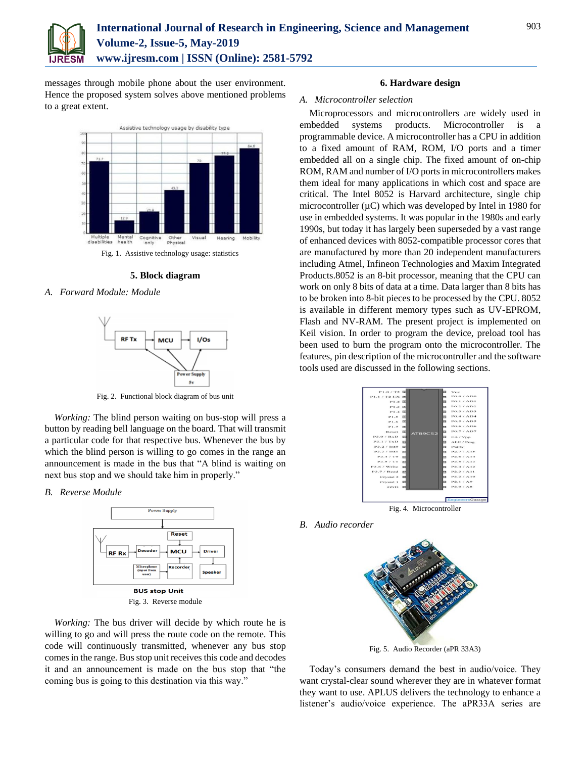messages through mobile phone about the user environment. Hence the proposed system solves above mentioned problems to a great extent.

Assistive technology usage by disability type

71.7
12.9
21.8
43.2
70
77.5
84.6

Multiple disabilities
Mental health
Cognitive only
Other Physical
Visual
Hearing
Mobility

Fig. 1. Assistive technology usage: statistics

## 5. Block diagram

*A. Forward Module: Module*

RF Tx
MCU
I/Os
Power Supply 5v

Fig. 2. Functional block diagram of bus unit

*Working:* The blind person waiting on bus-stop will press a button by reading bell language on the board. That will transmit a particular code for that respective bus. Whenever the bus by which the blind person is willing to go comes in the range an announcement is made in the bus that "A blind is waiting on next bus stop and we should take him in properly."

*B. Reverse Module*

Power Supply
Reset
RF Rx
Decoder
MCU
Driver
Microphone (input from user)
Recorder
Speaker
BUS stop Unit

Fig. 3. Reverse module

*Working:* The bus driver will decide by which route he is willing to go and will press the route code on the remote. This code will continuously transmitted, whenever any bus stop comes in the range. Bus stop unit receives this code and decodes it and an announcement is made on the bus stop that "the coming bus is going to this destination via this way."

## 6. Hardware design

*A. Microcontroller selection*

Microprocessors and microcontrollers are widely used in embedded systems products. Microcontroller is a programmable device. A microcontroller has a CPU in addition to a fixed amount of RAM, ROM, I/O ports and a timer embedded all on a single chip. The fixed amount of on-chip ROM, RAM and number of I/O ports in microcontrollers makes them ideal for many applications in which cost and space are critical. The Intel 8052 is Harvard architecture, single chip microcontroller (μC) which was developed by Intel in 1980 for use in embedded systems. It was popular in the 1980s and early 1990s, but today it has largely been superseded by a vast range of enhanced devices with 8052-compatible processor cores that are manufactured by more than 20 independent manufacturers including Atmel, Infineon Technologies and Maxim Integrated Products.8052 is an 8-bit processor, meaning that the CPU can work on only 8 bits of data at a time. Data larger than 8 bits has to be broken into 8-bit pieces to be processed by the CPU. 8052 is available in different memory types such as UV-EPROM, Flash and NV-RAM. The present project is implemented on Keil vision. In order to program the device, preload tool has been used to burn the program onto the microcontroller. The features, pin description of the microcontroller and the software tools used are discussed in the following sections.

P1.0 / T2
P1.1 / T2 EX
P1.2
P1.3
P1.4
P1.5
P1.6
P1.7
Reset
P3.0 / RxD
P3.1 / TxD
P3.2 / Int0
P3.3 / Int1
P3.4 / T0
P3.5 / T1
P3.6 / Write
P3.7 / Read
Crystal 2
Crystal 1
GND
AT89C52
Vcc
P0.0 / AD0
P0.1 / AD1
P0.2 / AD2
P0.3 / AD3
P0.4 / AD4
P0.5 / AD5
P0.6 / AD6
P0.7 / AD7
EA / Vpp
ALE / Prog
PSEN
P2.7 / A15
P2.6 / A14
P2.5 / A13
P2.4 / A12
P2.3 / A11
P2.2 / A10
P2.1 / A9
P2.0 / A8
EngineersGarage

Fig. 4. Microcontroller

*B. Audio recorder*

Fig. 5. Audio Recorder (aPR 33A3)

Today's consumers demand the best in audio/voice. They want crystal-clear sound wherever they are in whatever format they want to use. APLUS delivers the technology to enhance a listener's audio/voice experience. The aPR33A series are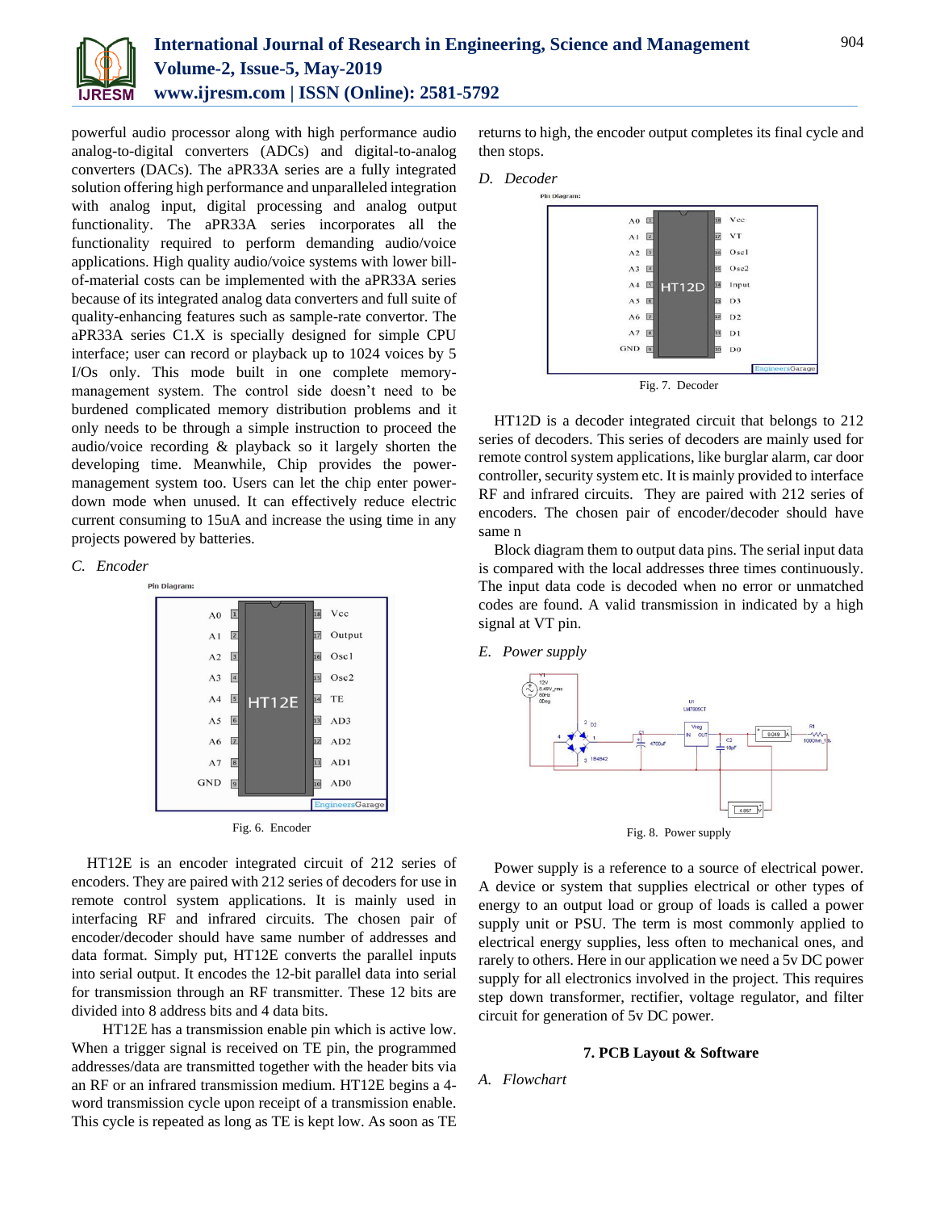powerful audio processor along with high performance audio analog-to-digital converters (ADCs) and digital-to-analog converters (DACs). The aPR33A series are a fully integrated solution offering high performance and unparalleled integration with analog input, digital processing and analog output functionality. The aPR33A series incorporates all the functionality required to perform demanding audio/voice applications. High quality audio/voice systems with lower bill-of-material costs can be implemented with the aPR33A series because of its integrated analog data converters and full suite of quality-enhancing features such as sample-rate convertor. The aPR33A series C1.X is specially designed for simple CPU interface; user can record or playback up to 1024 voices by 5 I/Os only. This mode built in one complete memory-management system. The control side doesn't need to be burdened complicated memory distribution problems and it only needs to be through a simple instruction to proceed the audio/voice recording & playback so it largely shorten the developing time. Meanwhile, Chip provides the power-management system too. Users can let the chip enter power-down mode when unused. It can effectively reduce electric current consuming to 15uA and increase the using time in any projects powered by batteries.

### C. Encoder

Pin Diagram:

A0 1, A1 2, A2 3, A3 4, A4 5, A5 6, A6 7, A7 8, GND 9
HT12E
18 Vcc, 17 Output, 16 Osc1, 15 Osc2, 14 TE, 13 AD3, 12 AD2, 11 AD1, 10 AD0

EngineersGarage

Fig. 6. Encoder

HT12E is an encoder integrated circuit of 212 series of encoders. They are paired with 212 series of decoders for use in remote control system applications. It is mainly used in interfacing RF and infrared circuits. The chosen pair of encoder/decoder should have same number of addresses and data format. Simply put, HT12E converts the parallel inputs into serial output. It encodes the 12-bit parallel data into serial for transmission through an RF transmitter. These 12 bits are divided into 8 address bits and 4 data bits.

HT12E has a transmission enable pin which is active low. When a trigger signal is received on TE pin, the programmed addresses/data are transmitted together with the header bits via an RF or an infrared transmission medium. HT12E begins a 4-word transmission cycle upon receipt of a transmission enable. This cycle is repeated as long as TE is kept low. As soon as TE returns to high, the encoder output completes its final cycle and then stops.

### D. Decoder

Pin Diagram:

A0 1, A1 2, A2 3, A3 4, A4 5, A5 6, A6 7, A7 8, GND 9
HT12D
18 Vcc, 17 VT, 16 Osc1, 15 Osc2, 14 Input, 13 D3, 12 D2, 11 D1, 10 D0

EngineersGarage

Fig. 7. Decoder

HT12D is a decoder integrated circuit that belongs to 212 series of decoders. This series of decoders are mainly used for remote control system applications, like burglar alarm, car door controller, security system etc. It is mainly provided to interface RF and infrared circuits. They are paired with 212 series of encoders. The chosen pair of encoder/decoder should have same n

Block diagram them to output data pins. The serial input data is compared with the local addresses three times continuously. The input data code is decoded when no error or unmatched codes are found. A valid transmission in indicated by a high signal at VT pin.

### E. Power supply

V1
12V
8.49V_rms
60Hz
0Deg
U1
LM7805CT
D2
1B4B42
C1
4700uF
Vreg
IN OUT
C2
10pF
8.049
R1
1000hm_1%
4.957

Fig. 8. Power supply

Power supply is a reference to a source of electrical power. A device or system that supplies electrical or other types of energy to an output load or group of loads is called a power supply unit or PSU. The term is most commonly applied to electrical energy supplies, less often to mechanical ones, and rarely to others. Here in our application we need a 5v DC power supply for all electronics involved in the project. This requires step down transformer, rectifier, voltage regulator, and filter circuit for generation of 5v DC power.

## 7. PCB Layout & Software

### A. Flowchart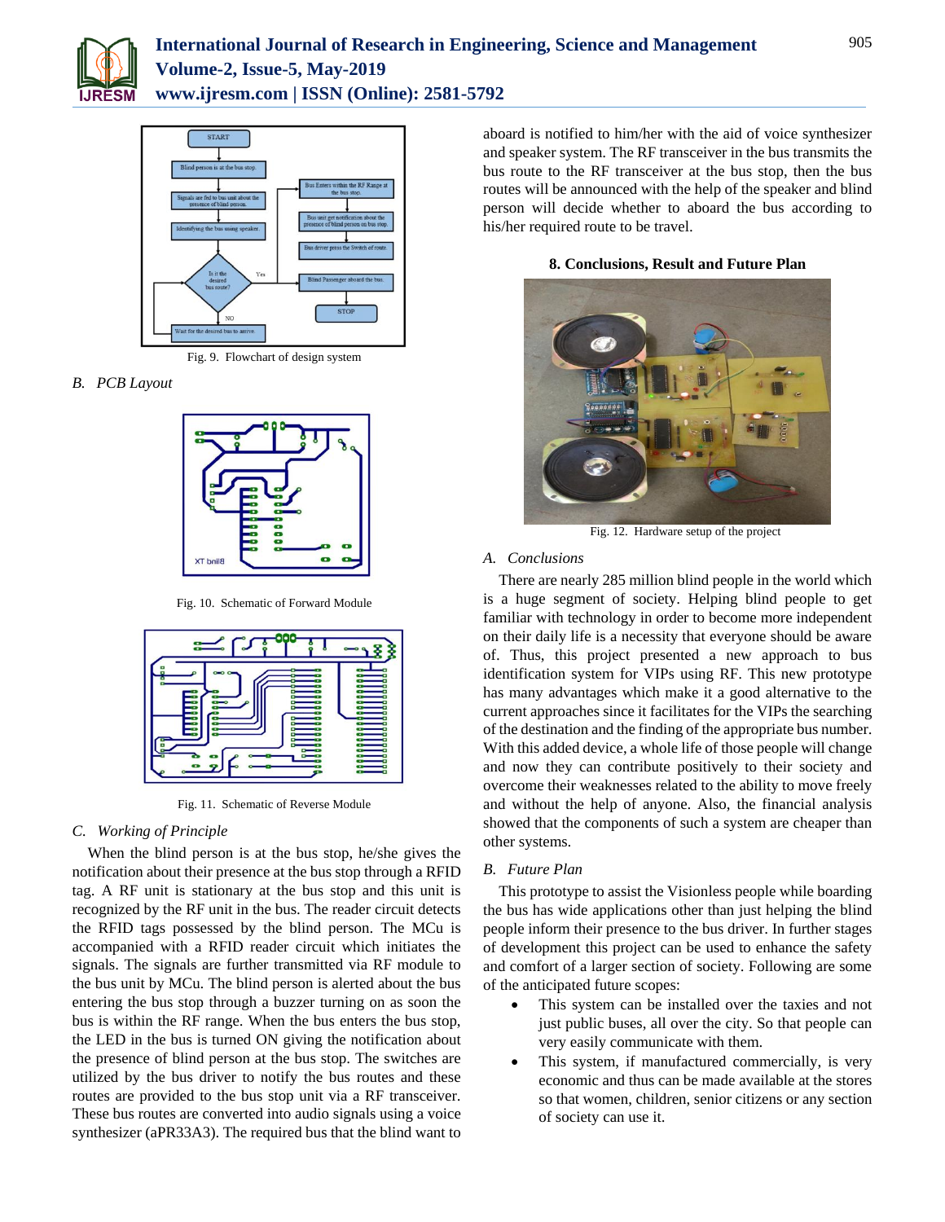START

Blind person is at the bus stop.

Signals are fed to bus unit about the presence of blind person.

Identifying the bus using speaker.

Is it the desired bus route?

Yes

NO

Wait for the desired bus to arrive.

Bus Enters within the RF Range at the bus stop.

Bus unit get notification about the presence of blind person on bus stop.

Bus driver press the Switch of route.

Blind Passenger aboard the bus.

STOP

Fig. 9. Flowchart of design system

### B. PCB Layout

Blind TX

Fig. 10. Schematic of Forward Module

Fig. 11. Schematic of Reverse Module

### C. Working of Principle

When the blind person is at the bus stop, he/she gives the notification about their presence at the bus stop through a RFID tag. A RF unit is stationary at the bus stop and this unit is recognized by the RF unit in the bus. The reader circuit detects the RFID tags possessed by the blind person. The MCu is accompanied with a RFID reader circuit which initiates the signals. The signals are further transmitted via RF module to the bus unit by MCu. The blind person is alerted about the bus entering the bus stop through a buzzer turning on as soon the bus is within the RF range. When the bus enters the bus stop, the LED in the bus is turned ON giving the notification about the presence of blind person at the bus stop. The switches are utilized by the bus driver to notify the bus routes and these routes are provided to the bus stop unit via a RF transceiver. These bus routes are converted into audio signals using a voice synthesizer (aPR33A3). The required bus that the blind want to aboard is notified to him/her with the aid of voice synthesizer and speaker system. The RF transceiver in the bus transmits the bus route to the RF transceiver at the bus stop, then the bus routes will be announced with the help of the speaker and blind person will decide whether to aboard the bus according to his/her required route to be travel.

## 8. Conclusions, Result and Future Plan

Fig. 12. Hardware setup of the project

### A. Conclusions

There are nearly 285 million blind people in the world which is a huge segment of society. Helping blind people to get familiar with technology in order to become more independent on their daily life is a necessity that everyone should be aware of. Thus, this project presented a new approach to bus identification system for VIPs using RF. This new prototype has many advantages which make it a good alternative to the current approaches since it facilitates for the VIPs the searching of the destination and the finding of the appropriate bus number. With this added device, a whole life of those people will change and now they can contribute positively to their society and overcome their weaknesses related to the ability to move freely and without the help of anyone. Also, the financial analysis showed that the components of such a system are cheaper than other systems.

### B. Future Plan

This prototype to assist the Visionless people while boarding the bus has wide applications other than just helping the blind people inform their presence to the bus driver. In further stages of development this project can be used to enhance the safety and comfort of a larger section of society. Following are some of the anticipated future scopes:

- This system can be installed over the taxies and not just public buses, all over the city. So that people can very easily communicate with them.
- This system, if manufactured commercially, is very economic and thus can be made available at the stores so that women, children, senior citizens or any section of society can use it.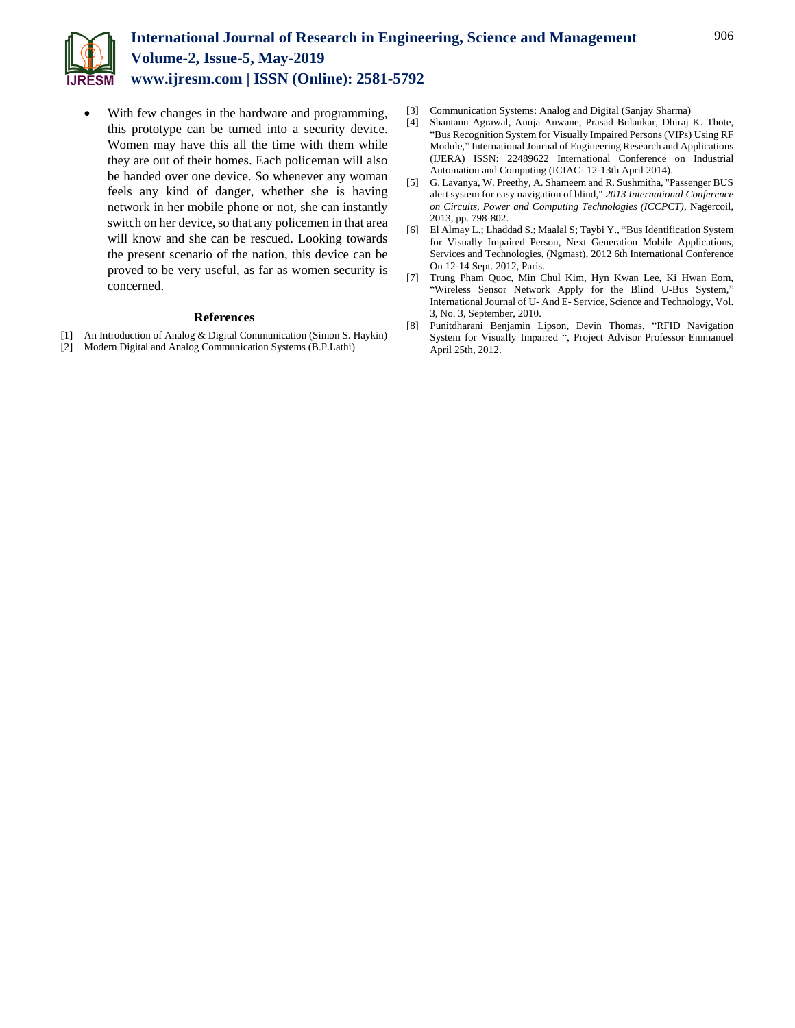- With few changes in the hardware and programming, this prototype can be turned into a security device. Women may have this all the time with them while they are out of their homes. Each policeman will also be handed over one device. So whenever any woman feels any kind of danger, whether she is having network in her mobile phone or not, she can instantly switch on her device, so that any policemen in that area will know and she can be rescued. Looking towards the present scenario of the nation, this device can be proved to be very useful, as far as women security is concerned.

## References

[1] An Introduction of Analog & Digital Communication (Simon S. Haykin)

[2] Modern Digital and Analog Communication Systems (B.P.Lathi)

[3] Communication Systems: Analog and Digital (Sanjay Sharma)

[4] Shantanu Agrawal, Anuja Anwane, Prasad Bulankar, Dhiraj K. Thote, "Bus Recognition System for Visually Impaired Persons (VIPs) Using RF Module," International Journal of Engineering Research and Applications (IJERA) ISSN: 22489622 International Conference on Industrial Automation and Computing (ICIAC- 12-13th April 2014).

[5] G. Lavanya, W. Preethy, A. Shameem and R. Sushmitha, "Passenger BUS alert system for easy navigation of blind," *2013 International Conference on Circuits, Power and Computing Technologies (ICCPCT)*, Nagercoil, 2013, pp. 798-802.

[6] El Almay L.; Lhaddad S.; Maalal S; Taybi Y., "Bus Identification System for Visually Impaired Person, Next Generation Mobile Applications, Services and Technologies, (Ngmast), 2012 6th International Conference On 12-14 Sept. 2012, Paris.

[7] Trung Pham Quoc, Min Chul Kim, Hyn Kwan Lee, Ki Hwan Eom, "Wireless Sensor Network Apply for the Blind U-Bus System," International Journal of U- And E- Service, Science and Technology, Vol. 3, No. 3, September, 2010.

[8] Punitdharani Benjamin Lipson, Devin Thomas, "RFID Navigation System for Visually Impaired ", Project Advisor Professor Emmanuel April 25th, 2012.